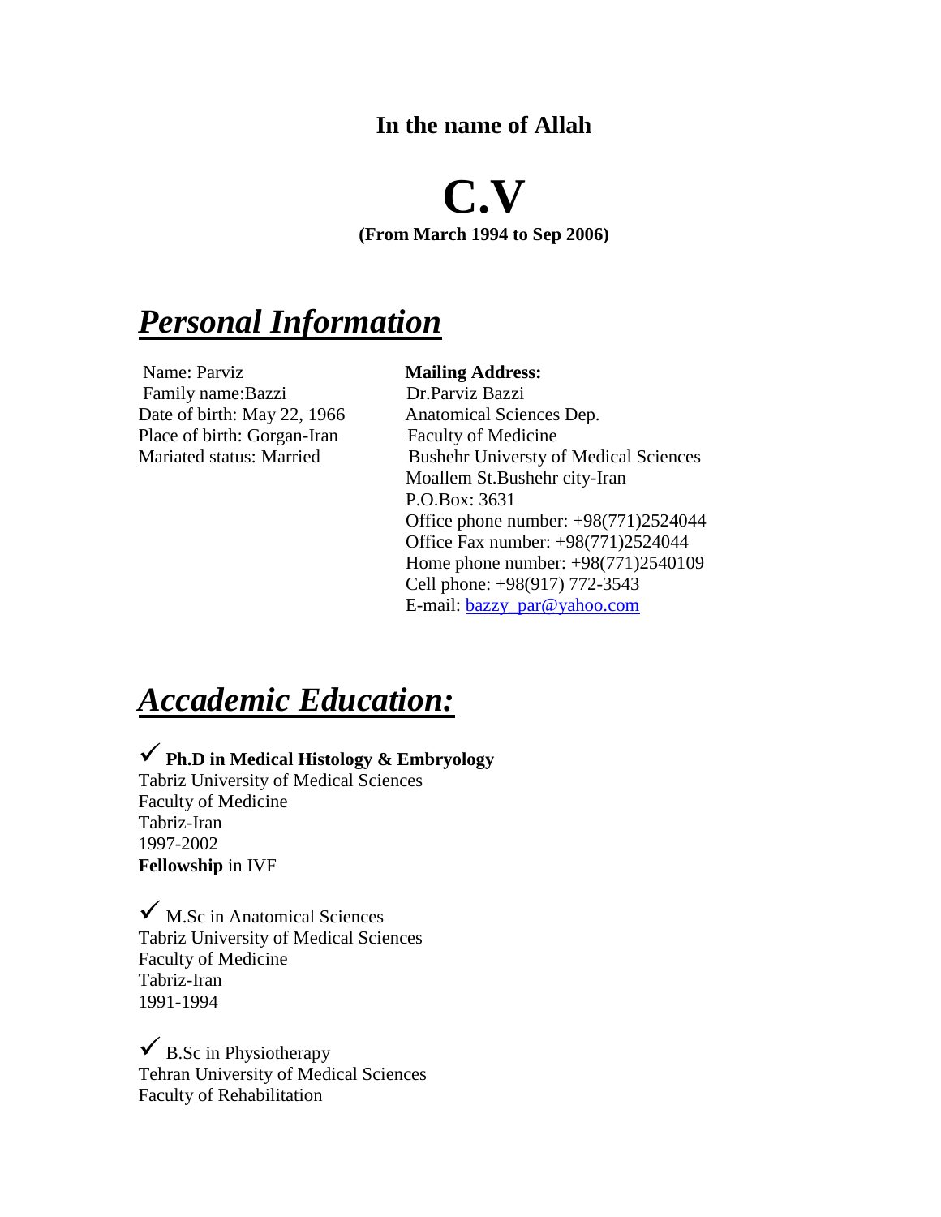**In the name of Allah**

# C.V

**(From March 1994 to Sep 2006)**

## *Personal Information*

Name: Parviz
Family name:Bazzi
Date of birth: May 22, 1966
Place of birth: Gorgan-Iran
Mariated status: Married

**Mailing Address:**
Dr.Parviz Bazzi
Anatomical Sciences Dep.
Faculty of Medicine
Bushehr Universty of Medical Sciences
Moallem St.Bushehr city-Iran
P.O.Box: 3631
Office phone number: +98(771)2524044
Office Fax number: +98(771)2524044
Home phone number: +98(771)2540109
Cell phone: +98(917) 772-3543
E-mail: bazzy_par@yahoo.com

## *Accademic Education:*

✓ **Ph.D in Medical Histology & Embryology**
Tabriz University of Medical Sciences
Faculty of Medicine
Tabriz-Iran
1997-2002
**Fellowship** in IVF

✓ M.Sc in Anatomical Sciences
Tabriz University of Medical Sciences
Faculty of Medicine
Tabriz-Iran
1991-1994

✓ B.Sc in Physiotherapy
Tehran University of Medical Sciences
Faculty of Rehabilitation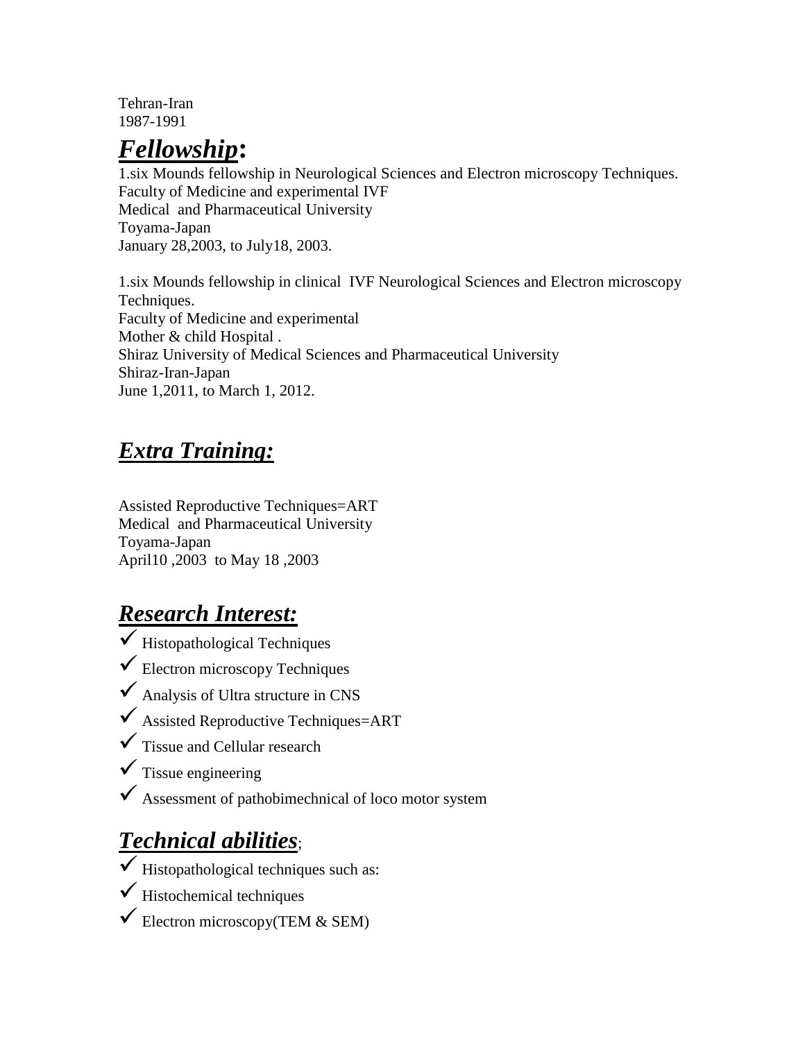Tehran-Iran
1987-1991

## ***Fellowship*:**

1.six Mounds fellowship in Neurological Sciences and Electron microscopy Techniques.
Faculty of Medicine and experimental IVF
Medical and Pharmaceutical University
Toyama-Japan
January 28,2003, to July18, 2003.

1.six Mounds fellowship in clinical IVF Neurological Sciences and Electron microscopy Techniques.
Faculty of Medicine and experimental
Mother & child Hospital .
Shiraz University of Medical Sciences and Pharmaceutical University
Shiraz-Iran-Japan
June 1,2011, to March 1, 2012.

## ***Extra Training:***

Assisted Reproductive Techniques=ART
Medical and Pharmaceutical University
Toyama-Japan
April10 ,2003 to May 18 ,2003

## ***Research Interest:***

- ✓ Histopathological Techniques
- ✓ Electron microscopy Techniques
- ✓ Analysis of Ultra structure in CNS
- ✓ Assisted Reproductive Techniques=ART
- ✓ Tissue and Cellular research
- ✓ Tissue engineering
- ✓ Assessment of pathobimechnical of loco motor system

## ***Technical abilities*;**

- ✓ Histopathological techniques such as:
- ✓ Histochemical techniques
- ✓ Electron microscopy(TEM & SEM)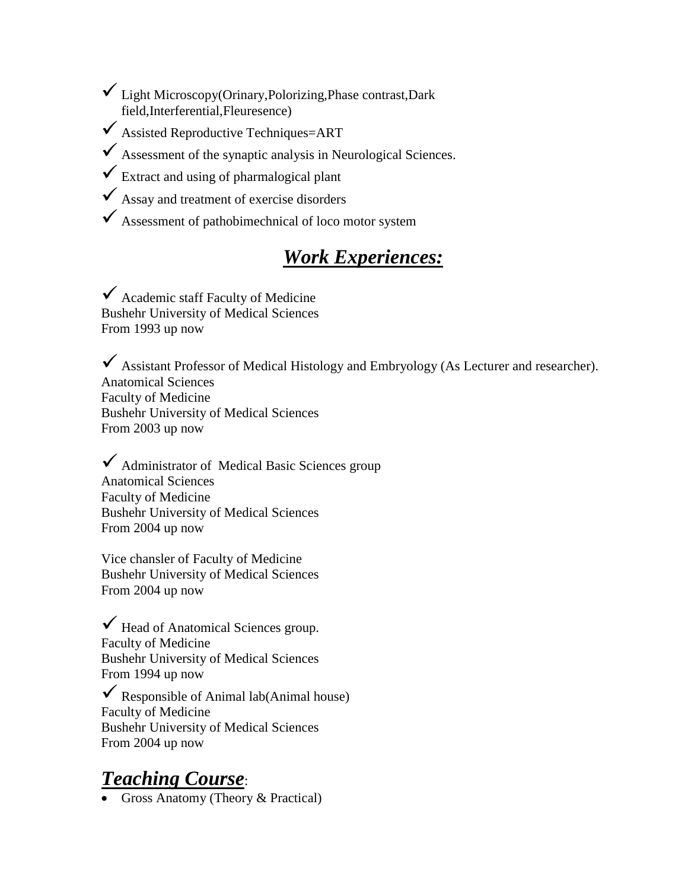- ✓ Light Microscopy(Orinary,Polorizing,Phase contrast,Dark field,Interferential,Fleuresence)
- ✓ Assisted Reproductive Techniques=ART
- ✓ Assessment of the synaptic analysis in Neurological Sciences.
- ✓ Extract and using of pharmalogical plant
- ✓ Assay and treatment of exercise disorders
- ✓ Assessment of pathobimechnical of loco motor system

## ***Work Experiences:***

✓ Academic staff Faculty of Medicine
Bushehr University of Medical Sciences
From 1993 up now

✓ Assistant Professor of Medical Histology and Embryology (As Lecturer and researcher).
Anatomical Sciences
Faculty of Medicine
Bushehr University of Medical Sciences
From 2003 up now

✓ Administrator of Medical Basic Sciences group
Anatomical Sciences
Faculty of Medicine
Bushehr University of Medical Sciences
From 2004 up now

Vice chansler of Faculty of Medicine
Bushehr University of Medical Sciences
From 2004 up now

✓ Head of Anatomical Sciences group.
Faculty of Medicine
Bushehr University of Medical Sciences
From 1994 up now

✓ Responsible of Animal lab(Animal house)
Faculty of Medicine
Bushehr University of Medical Sciences
From 2004 up now

## ***Teaching Course***:

- Gross Anatomy (Theory & Practical)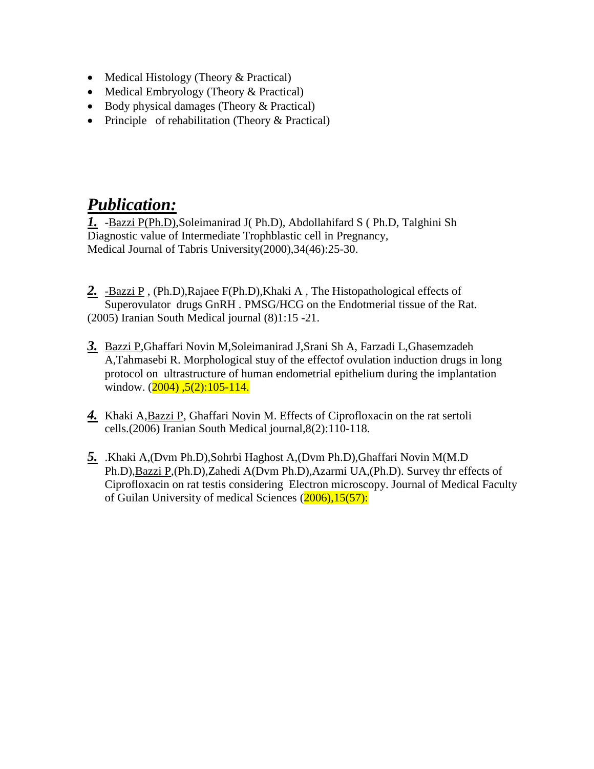- Medical Histology (Theory & Practical)
- Medical Embryology (Theory & Practical)
- Body physical damages (Theory & Practical)
- Principle of rehabilitation (Theory & Practical)

## ***Publication:***

***1.*** -Bazzi P(Ph.D),Soleimanirad J( Ph.D), Abdollahifard S ( Ph.D, Talghini Sh Diagnostic value of Intermediate Trophblastic cell in Pregnancy, Medical Journal of Tabris University(2000),34(46):25-30.

***2.*** -Bazzi P , (Ph.D),Rajaee F(Ph.D),Khaki A , The Histopathological effects of Superovulator drugs GnRH . PMSG/HCG on the Endotmerial tissue of the Rat. (2005) Iranian South Medical journal (8)1:15 -21.

***3.*** Bazzi P,Ghaffari Novin M,Soleimanirad J,Srani Sh A, Farzadi L,Ghasemzadeh A,Tahmasebi R. Morphological stuy of the effectof ovulation induction drugs in long protocol on ultrastructure of human endometrial epithelium during the implantation window. (2004) ,5(2):105-114.

***4.*** Khaki A,Bazzi P, Ghaffari Novin M. Effects of Ciprofloxacin on the rat sertoli cells.(2006) Iranian South Medical journal,8(2):110-118.

***5.*** .Khaki A,(Dvm Ph.D),Sohrbi Haghost A,(Dvm Ph.D),Ghaffari Novin M(M.D Ph.D),Bazzi P,(Ph.D),Zahedi A(Dvm Ph.D),Azarmi UA,(Ph.D). Survey thr effects of Ciprofloxacin on rat testis considering Electron microscopy. Journal of Medical Faculty of Guilan University of medical Sciences (2006),15(57):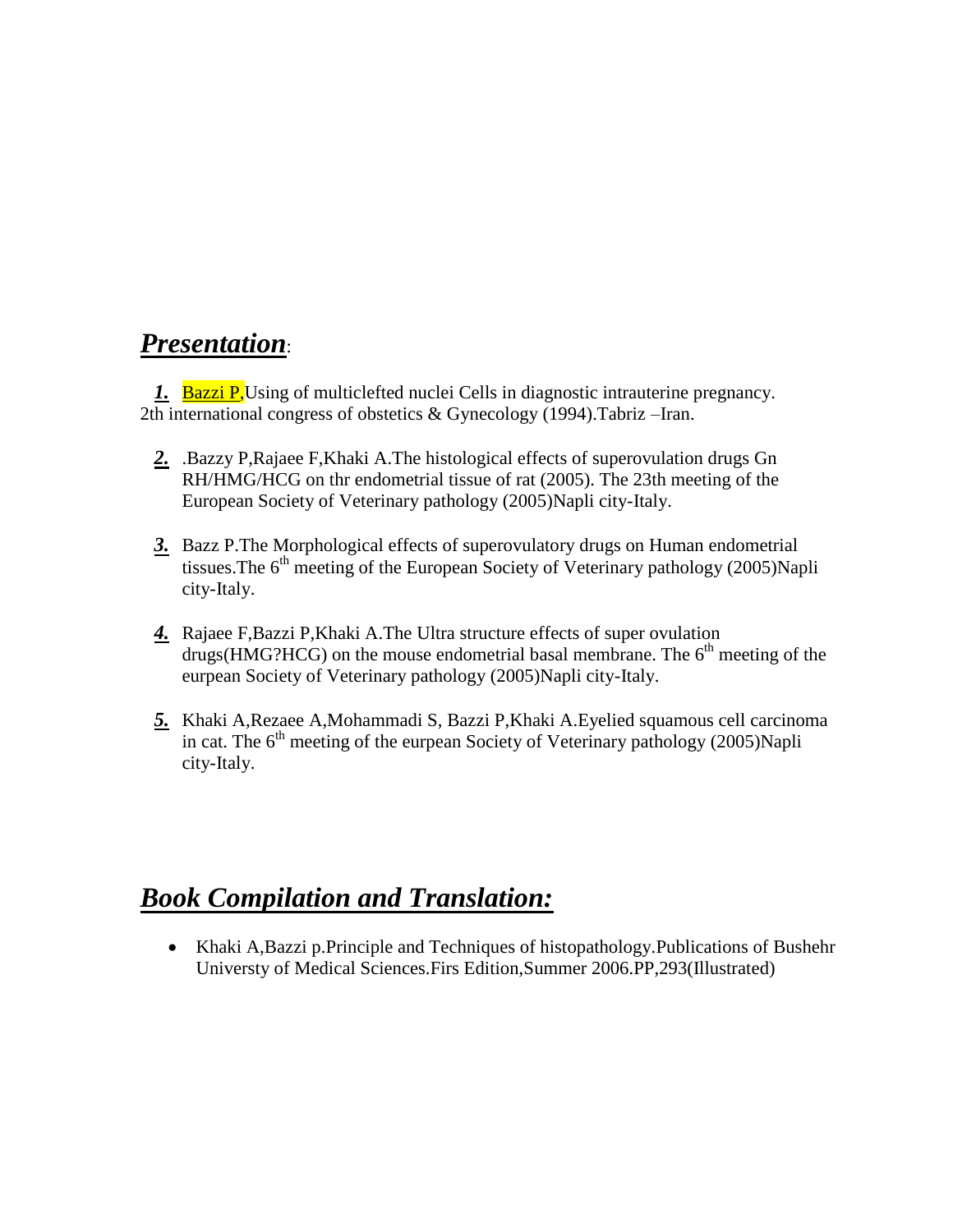## ***Presentation***:

1. Bazzi P,Using of multiclefted nuclei Cells in diagnostic intrauterine pregnancy. 2th international congress of obstetics & Gynecology (1994).Tabriz –Iran.

2. .Bazzy P,Rajaee F,Khaki A.The histological effects of superovulation drugs Gn RH/HMG/HCG on thr endometrial tissue of rat (2005). The 23th meeting of the European Society of Veterinary pathology (2005)Napli city-Italy.

3. Bazz P.The Morphological effects of superovulatory drugs on Human endometrial tissues.The 6th meeting of the European Society of Veterinary pathology (2005)Napli city-Italy.

4. Rajaee F,Bazzi P,Khaki A.The Ultra structure effects of super ovulation drugs(HMG?HCG) on the mouse endometrial basal membrane. The 6th meeting of the eurpean Society of Veterinary pathology (2005)Napli city-Italy.

5. Khaki A,Rezaee A,Mohammadi S, Bazzi P,Khaki A.Eyelied squamous cell carcinoma in cat. The 6th meeting of the eurpean Society of Veterinary pathology (2005)Napli city-Italy.

## ***Book Compilation and Translation:***

- Khaki A,Bazzi p.Principle and Techniques of histopathology.Publications of Bushehr Universty of Medical Sciences.Firs Edition,Summer 2006.PP,293(Illustrated)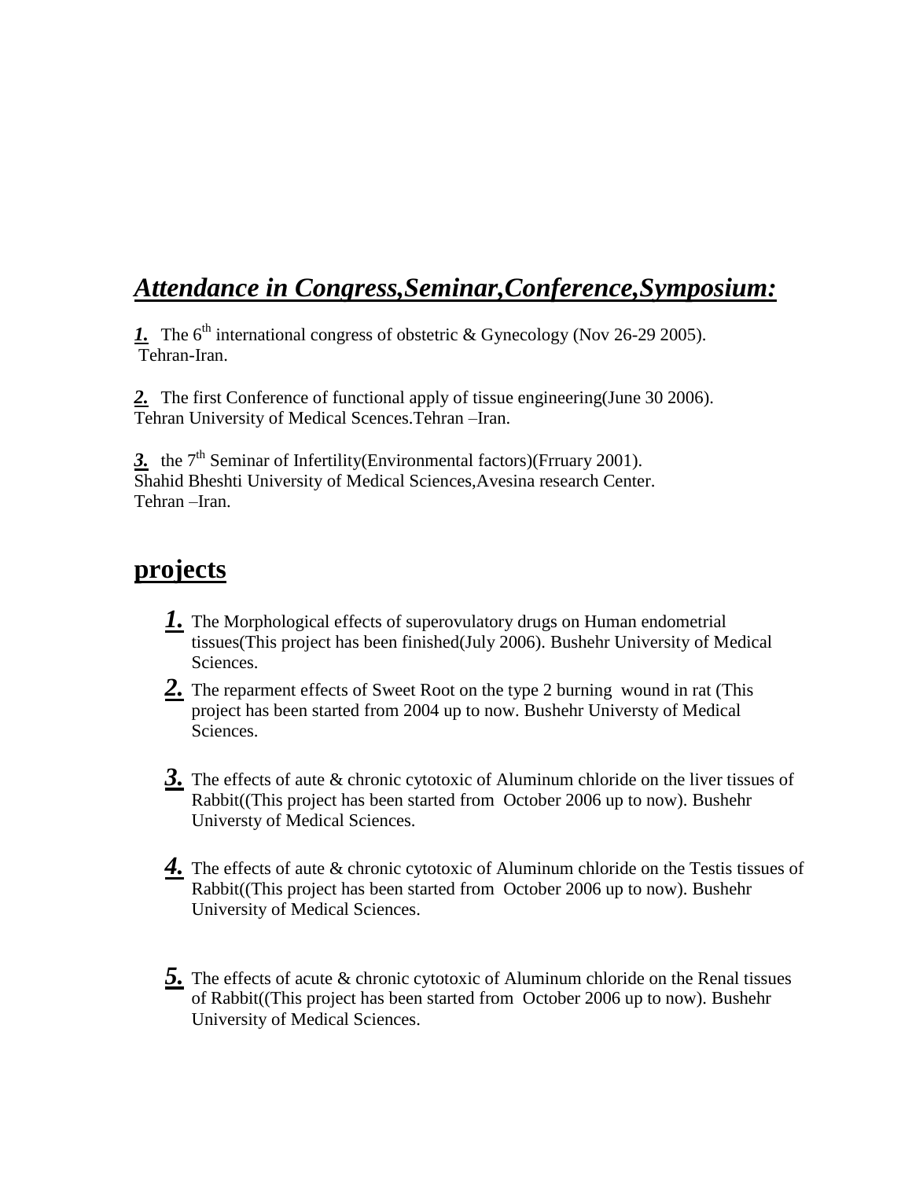## ***Attendance in Congress,Seminar,Conference,Symposium:***

***1.*** The 6th international congress of obstetric & Gynecology (Nov 26-29 2005). Tehran-Iran.

***2.*** The first Conference of functional apply of tissue engineering(June 30 2006). Tehran University of Medical Scences.Tehran –Iran.

***3.*** the 7th Seminar of Infertility(Environmental factors)(Frruary 2001). Shahid Bheshti University of Medical Sciences,Avesina research Center. Tehran –Iran.

## **projects**

1. The Morphological effects of superovulatory drugs on Human endometrial tissues(This project has been finished(July 2006). Bushehr University of Medical Sciences.
2. The reparment effects of Sweet Root on the type 2 burning wound in rat (This project has been started from 2004 up to now. Bushehr Universty of Medical Sciences.
3. The effects of aute & chronic cytotoxic of Aluminum chloride on the liver tissues of Rabbit((This project has been started from October 2006 up to now). Bushehr Universty of Medical Sciences.
4. The effects of aute & chronic cytotoxic of Aluminum chloride on the Testis tissues of Rabbit((This project has been started from October 2006 up to now). Bushehr University of Medical Sciences.
5. The effects of acute & chronic cytotoxic of Aluminum chloride on the Renal tissues of Rabbit((This project has been started from October 2006 up to now). Bushehr University of Medical Sciences.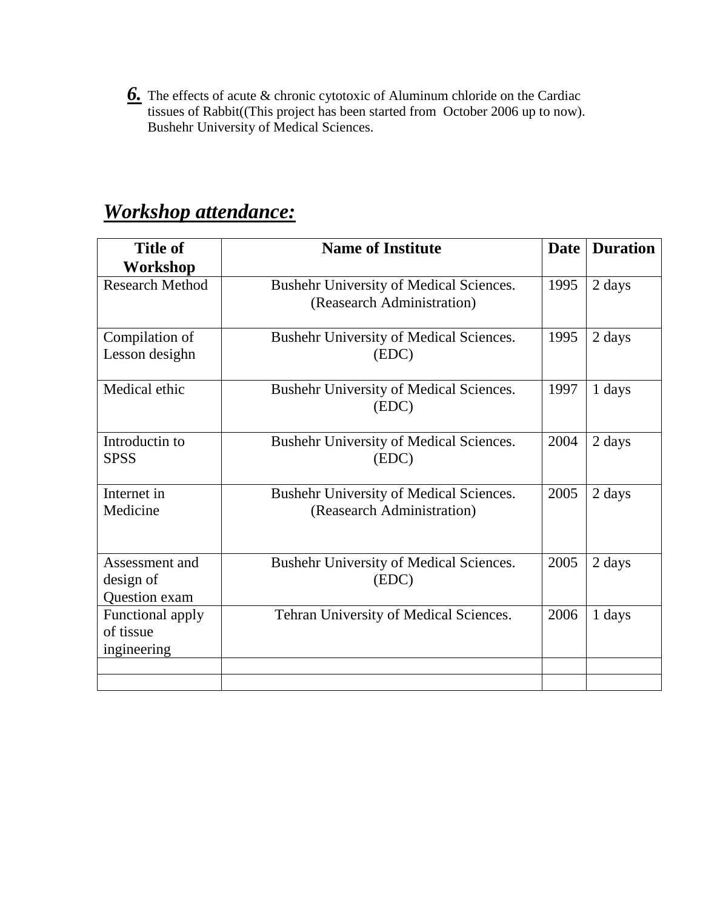***6.*** The effects of acute & chronic cytotoxic of Aluminum chloride on the Cardiac tissues of Rabbit((This project has been started from October 2006 up to now). Bushehr University of Medical Sciences.

## ***Workshop attendance:***

| Title of Workshop | Name of Institute | Date | Duration |
|---|---|---|---|
| Research Method | Bushehr University of Medical Sciences. (Reasearch Administration) | 1995 | 2 days |
| Compilation of Lesson desighn | Bushehr University of Medical Sciences. (EDC) | 1995 | 2 days |
| Medical ethic | Bushehr University of Medical Sciences. (EDC) | 1997 | 1 days |
| Introductin to SPSS | Bushehr University of Medical Sciences. (EDC) | 2004 | 2 days |
| Internet in Medicine | Bushehr University of Medical Sciences. (Reasearch Administration) | 2005 | 2 days |
| Assessment and design of Question exam | Bushehr University of Medical Sciences. (EDC) | 2005 | 2 days |
| Functional apply of tissue ingineering | Tehran University of Medical Sciences. | 2006 | 1 days |
| | | | |
| | | | |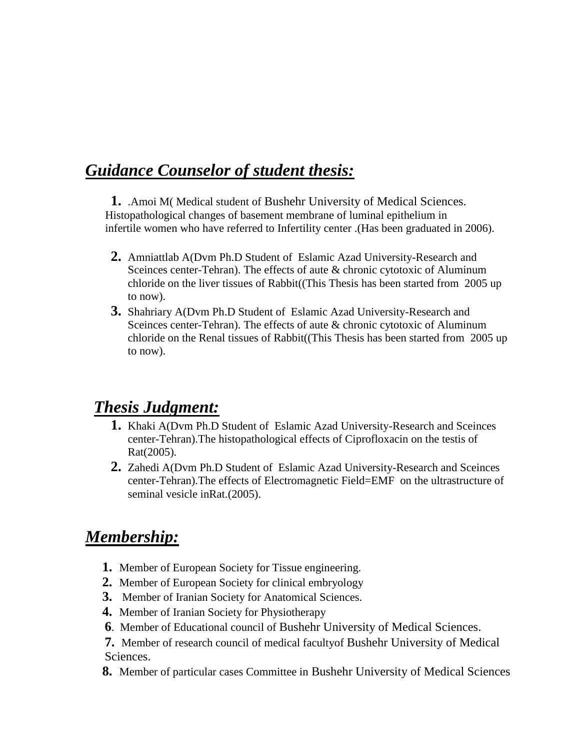## ***Guidance Counselor of student thesis:***

1. .Amoi M( Medical student of Bushehr University of Medical Sciences. Histopathological changes of basement membrane of luminal epithelium in infertile women who have referred to Infertility center .(Has been graduated in 2006).

2. Amniattlab A(Dvm Ph.D Student of Eslamic Azad University-Research and Sceinces center-Tehran). The effects of aute & chronic cytotoxic of Aluminum chloride on the liver tissues of Rabbit((This Thesis has been started from 2005 up to now).
3. Shahriary A(Dvm Ph.D Student of Eslamic Azad University-Research and Sceinces center-Tehran). The effects of aute & chronic cytotoxic of Aluminum chloride on the Renal tissues of Rabbit((This Thesis has been started from 2005 up to now).

## ***Thesis Judgment:***

1. Khaki A(Dvm Ph.D Student of Eslamic Azad University-Research and Sceinces center-Tehran).The histopathological effects of Ciprofloxacin on the testis of Rat(2005).
2. Zahedi A(Dvm Ph.D Student of Eslamic Azad University-Research and Sceinces center-Tehran).The effects of Electromagnetic Field=EMF on the ultrastructure of seminal vesicle inRat.(2005).

## ***Membership:***

1. Member of European Society for Tissue engineering.
2. Member of European Society for clinical embryology
3. Member of Iranian Society for Anatomical Sciences.
4. Member of Iranian Society for Physiotherapy

**6**. Member of Educational council of Bushehr University of Medical Sciences.

**7.** Member of research council of medical facultyof Bushehr University of Medical Sciences.

**8.** Member of particular cases Committee in Bushehr University of Medical Sciences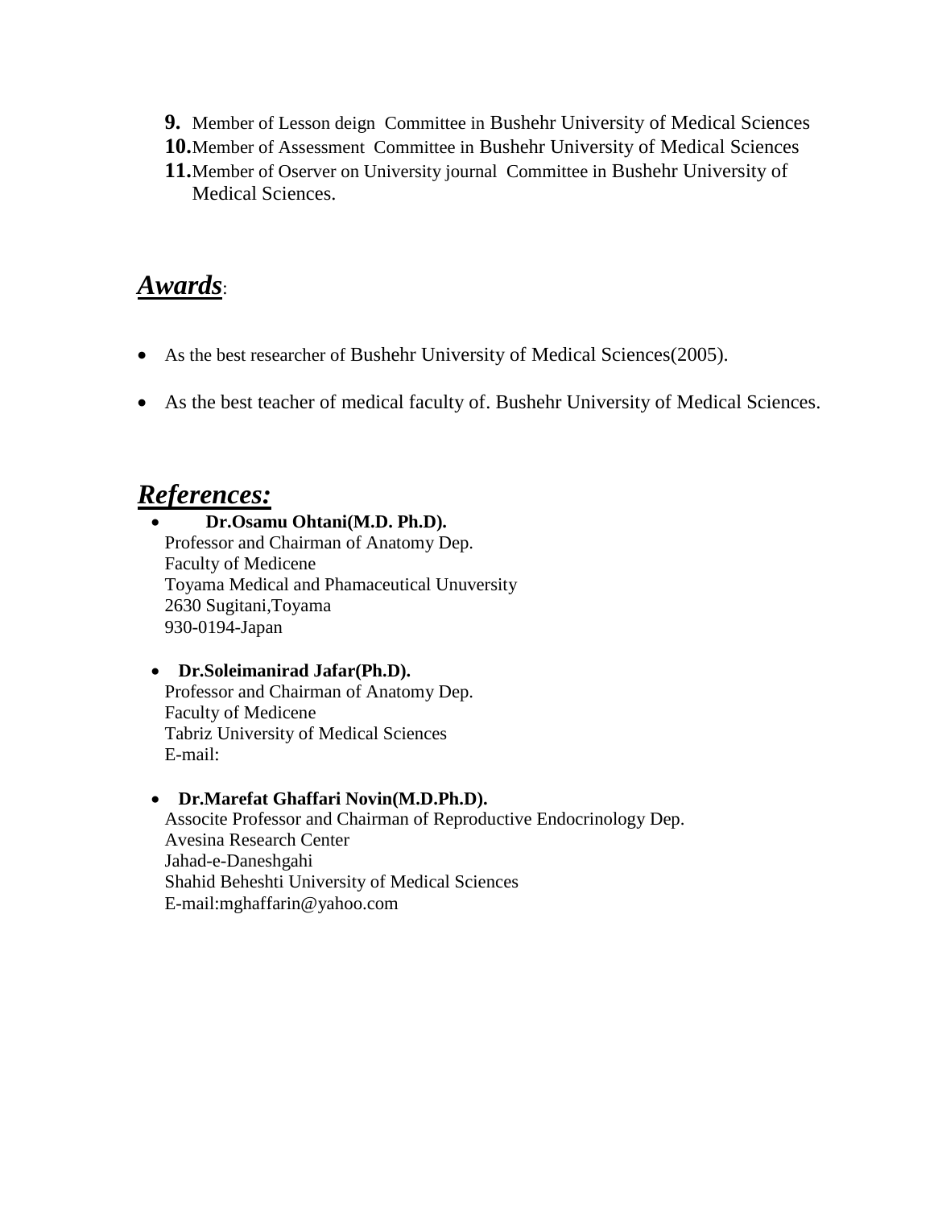9. Member of Lesson deign  Committee in Bushehr University of Medical Sciences
10. Member of Assessment  Committee in Bushehr University of Medical Sciences
11. Member of Oserver on University journal  Committee in Bushehr University of Medical Sciences.

## ***Awards***:

- As the best researcher of Bushehr University of Medical Sciences(2005).
- As the best teacher of medical faculty of. Bushehr University of Medical Sciences.

## ***References:***

- **Dr.Osamu Ohtani(M.D. Ph.D).**
  Professor and Chairman of Anatomy Dep.
  Faculty of Medicene
  Toyama Medical and Phamaceutical Unuversity
  2630 Sugitani,Toyama
  930-0194-Japan

- **Dr.Soleimanirad Jafar(Ph.D).**
  Professor and Chairman of Anatomy Dep.
  Faculty of Medicene
  Tabriz University of Medical Sciences
  E-mail:

- **Dr.Marefat Ghaffari Novin(M.D.Ph.D).**
  Associte Professor and Chairman of Reproductive Endocrinology Dep.
  Avesina Research Center
  Jahad-e-Daneshgahi
  Shahid Beheshti University of Medical Sciences
  E-mail:mghaffarin@yahoo.com